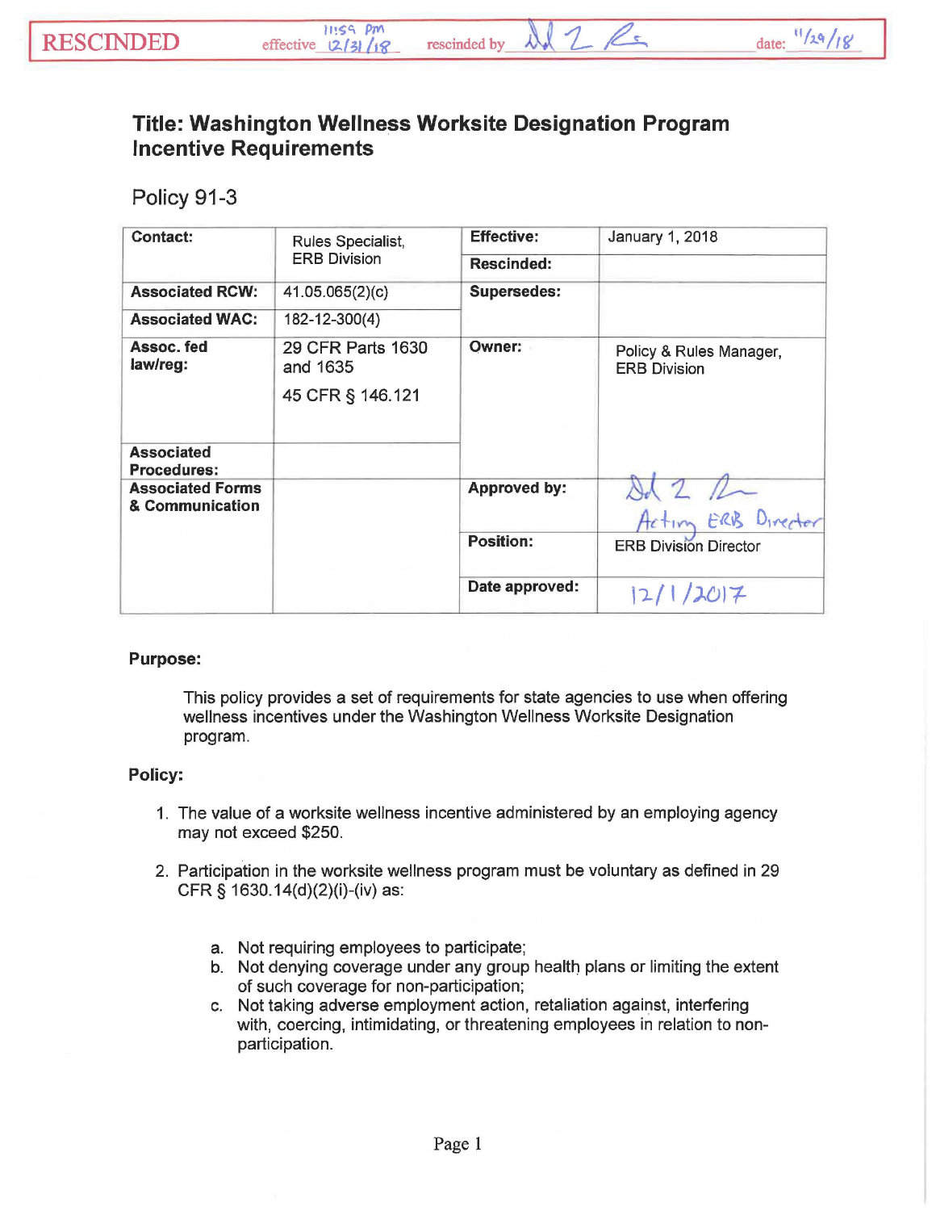RESCINDED effective 11:59 pm 12/31/18 rescinded by [signature] date: 11/29/18

# Title: Washington Wellness Worksite Designation Program Incentive Requirements

## Policy 91-3

| | | | |
|---|---|---|---|
| **Contact:** | Rules Specialist, ERB Division | **Effective:** | January 1, 2018 |
| | | **Rescinded:** | |
| **Associated RCW:** | 41.05.065(2)(c) | **Supersedes:** | |
| **Associated WAC:** | 182-12-300(4) | | |
| **Assoc. fed law/reg:** | 29 CFR Parts 1630 and 1635<br>45 CFR § 146.121 | **Owner:** | Policy & Rules Manager, ERB Division |
| **Associated Procedures:** | | | |
| **Associated Forms & Communication** | | **Approved by:** | [signature] Acting ERB Director |
| | | **Position:** | ERB Division Director |
| | | **Date approved:** | 12/1/2017 |

**Purpose:**

This policy provides a set of requirements for state agencies to use when offering wellness incentives under the Washington Wellness Worksite Designation program.

**Policy:**

1. The value of a worksite wellness incentive administered by an employing agency may not exceed $250.

2. Participation in the worksite wellness program must be voluntary as defined in 29 CFR § 1630.14(d)(2)(i)-(iv) as:

    a. Not requiring employees to participate;
    b. Not denying coverage under any group health plans or limiting the extent of such coverage for non-participation;
    c. Not taking adverse employment action, retaliation against, interfering with, coercing, intimidating, or threatening employees in relation to non-participation.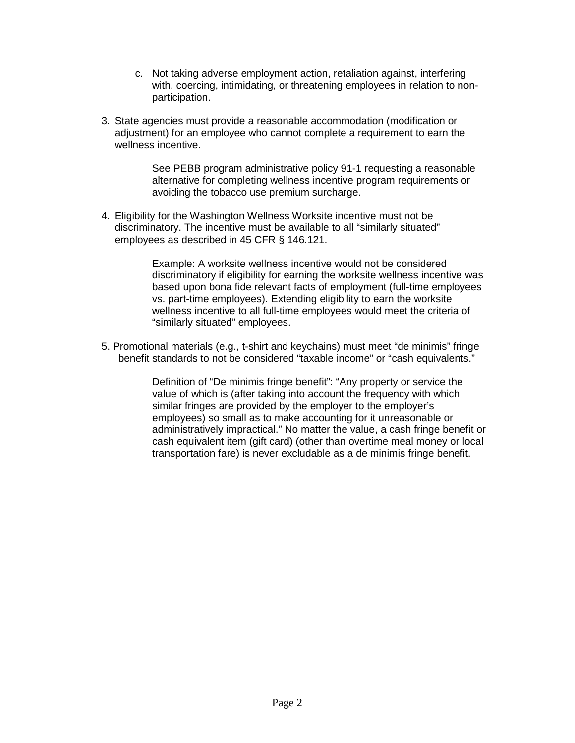c. Not taking adverse employment action, retaliation against, interfering with, coercing, intimidating, or threatening employees in relation to non-participation.

3. State agencies must provide a reasonable accommodation (modification or adjustment) for an employee who cannot complete a requirement to earn the wellness incentive.

   See PEBB program administrative policy 91-1 requesting a reasonable alternative for completing wellness incentive program requirements or avoiding the tobacco use premium surcharge.

4. Eligibility for the Washington Wellness Worksite incentive must not be discriminatory. The incentive must be available to all "similarly situated" employees as described in 45 CFR § 146.121.

   Example: A worksite wellness incentive would not be considered discriminatory if eligibility for earning the worksite wellness incentive was based upon bona fide relevant facts of employment (full-time employees vs. part-time employees). Extending eligibility to earn the worksite wellness incentive to all full-time employees would meet the criteria of "similarly situated" employees.

5. Promotional materials (e.g., t-shirt and keychains) must meet "de minimis" fringe benefit standards to not be considered "taxable income" or "cash equivalents."

   Definition of "De minimis fringe benefit": "Any property or service the value of which is (after taking into account the frequency with which similar fringes are provided by the employer to the employer's employees) so small as to make accounting for it unreasonable or administratively impractical." No matter the value, a cash fringe benefit or cash equivalent item (gift card) (other than overtime meal money or local transportation fare) is never excludable as a de minimis fringe benefit.